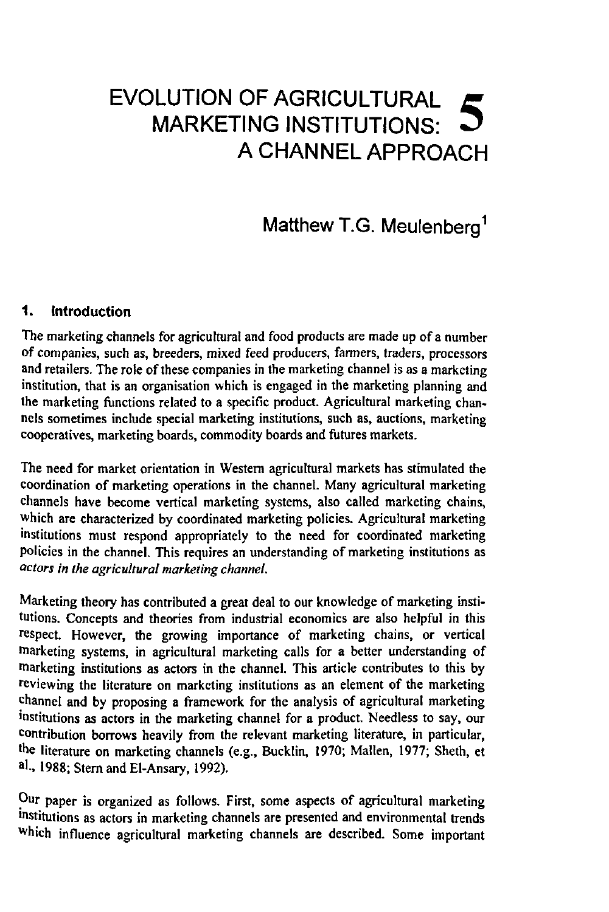# EVOLUTION OF AGRICULTURAL MARKETING INSTITUTIONS: A CHANNEL APPROACH

5

Matthew T.G. Meulenberg[1]

## 1. Introduction

The marketing channels for agricultural and food products are made up of a number of companies, such as, breeders, mixed feed producers, farmers, traders, processors and retailers. The role of these companies in the marketing channel is as a marketing institution, that is an organisation which is engaged in the marketing planning and the marketing functions related to a specific product. Agricultural marketing channels sometimes include special marketing institutions, such as, auctions, marketing cooperatives, marketing boards, commodity boards and futures markets.

The need for market orientation in Western agricultural markets has stimulated the coordination of marketing operations in the channel. Many agricultural marketing channels have become vertical marketing systems, also called marketing chains, which are characterized by coordinated marketing policies. Agricultural marketing institutions must respond appropriately to the need for coordinated marketing policies in the channel. This requires an understanding of marketing institutions as *actors in the agricultural marketing channel.*

Marketing theory has contributed a great deal to our knowledge of marketing institutions. Concepts and theories from industrial economics are also helpful in this respect. However, the growing importance of marketing chains, or vertical marketing systems, in agricultural marketing calls for a better understanding of marketing institutions as actors in the channel. This article contributes to this by reviewing the literature on marketing institutions as an element of the marketing channel and by proposing a framework for the analysis of agricultural marketing institutions as actors in the marketing channel for a product. Needless to say, our contribution borrows heavily from the relevant marketing literature, in particular, the literature on marketing channels (e.g., Bucklin, 1970; Mallen, 1977; Sheth, et al., 1988; Stern and El-Ansary, 1992).

Our paper is organized as follows. First, some aspects of agricultural marketing institutions as actors in marketing channels are presented and environmental trends which influence agricultural marketing channels are described. Some important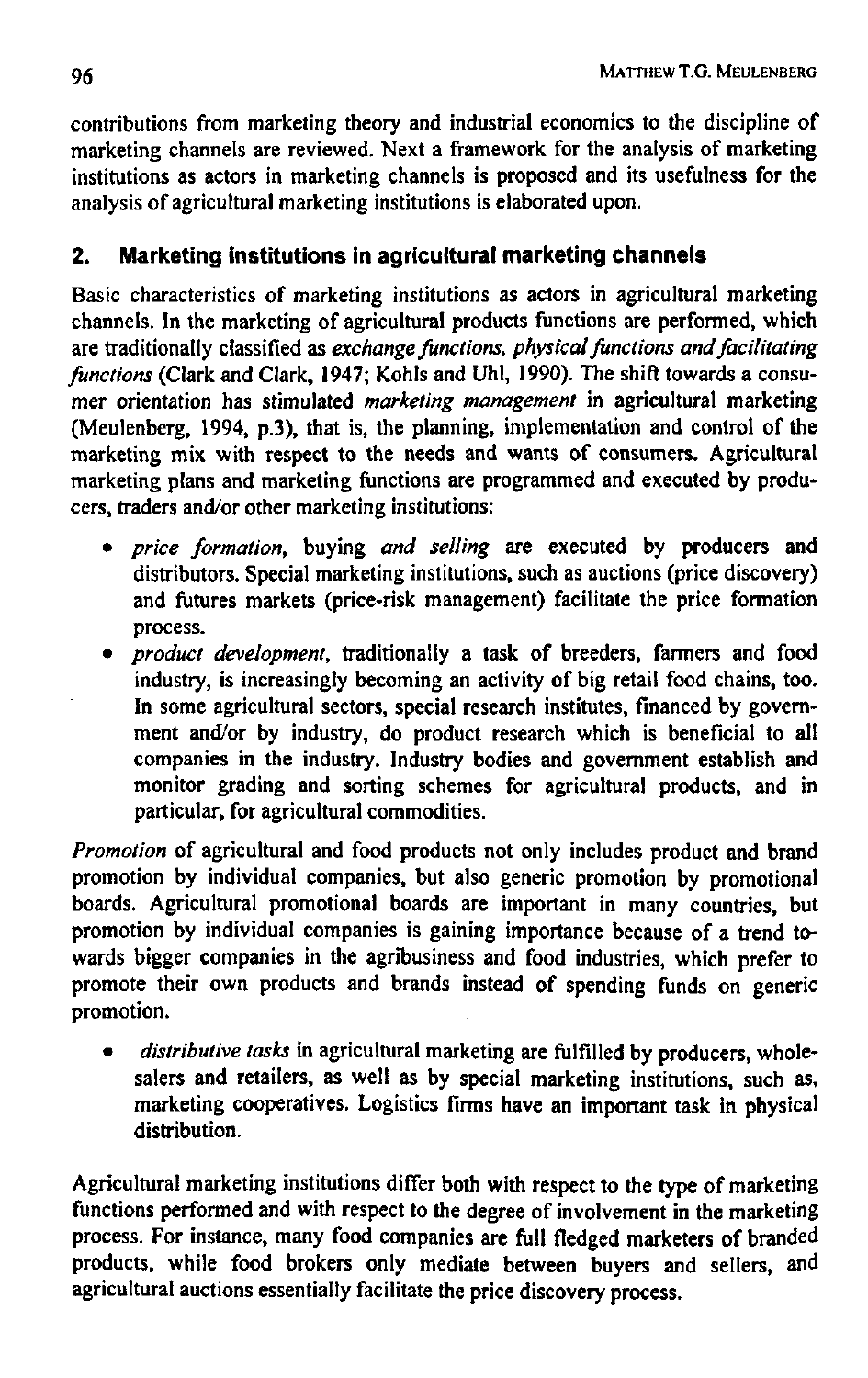contributions from marketing theory and industrial economics to the discipline of marketing channels are reviewed. Next a framework for the analysis of marketing institutions as actors in marketing channels is proposed and its usefulness for the analysis of agricultural marketing institutions is elaborated upon.

## 2. Marketing institutions in agricultural marketing channels

Basic characteristics of marketing institutions as actors in agricultural marketing channels. In the marketing of agricultural products functions are performed, which are traditionally classified as *exchange functions, physical functions and facilitating functions* (Clark and Clark, 1947; Kohls and Uhl, 1990). The shift towards a consumer orientation has stimulated *marketing management* in agricultural marketing (Meulenberg, 1994, p.3), that is, the planning, implementation and control of the marketing mix with respect to the needs and wants of consumers. Agricultural marketing plans and marketing functions are programmed and executed by producers, traders and/or other marketing institutions:

- *price formation*, buying *and selling* are executed by producers and distributors. Special marketing institutions, such as auctions (price discovery) and futures markets (price-risk management) facilitate the price formation process.
- *product development*, traditionally a task of breeders, farmers and food industry, is increasingly becoming an activity of big retail food chains, too. In some agricultural sectors, special research institutes, financed by government and/or by industry, do product research which is beneficial to all companies in the industry. Industry bodies and government establish and monitor grading and sorting schemes for agricultural products, and in particular, for agricultural commodities.

*Promotion* of agricultural and food products not only includes product and brand promotion by individual companies, but also generic promotion by promotional boards. Agricultural promotional boards are important in many countries, but promotion by individual companies is gaining importance because of a trend towards bigger companies in the agribusiness and food industries, which prefer to promote their own products and brands instead of spending funds on generic promotion.

- *distributive tasks* in agricultural marketing are fulfilled by producers, wholesalers and retailers, as well as by special marketing institutions, such as, marketing cooperatives. Logistics firms have an important task in physical distribution.

Agricultural marketing institutions differ both with respect to the type of marketing functions performed and with respect to the degree of involvement in the marketing process. For instance, many food companies are full fledged marketers of branded products, while food brokers only mediate between buyers and sellers, and agricultural auctions essentially facilitate the price discovery process.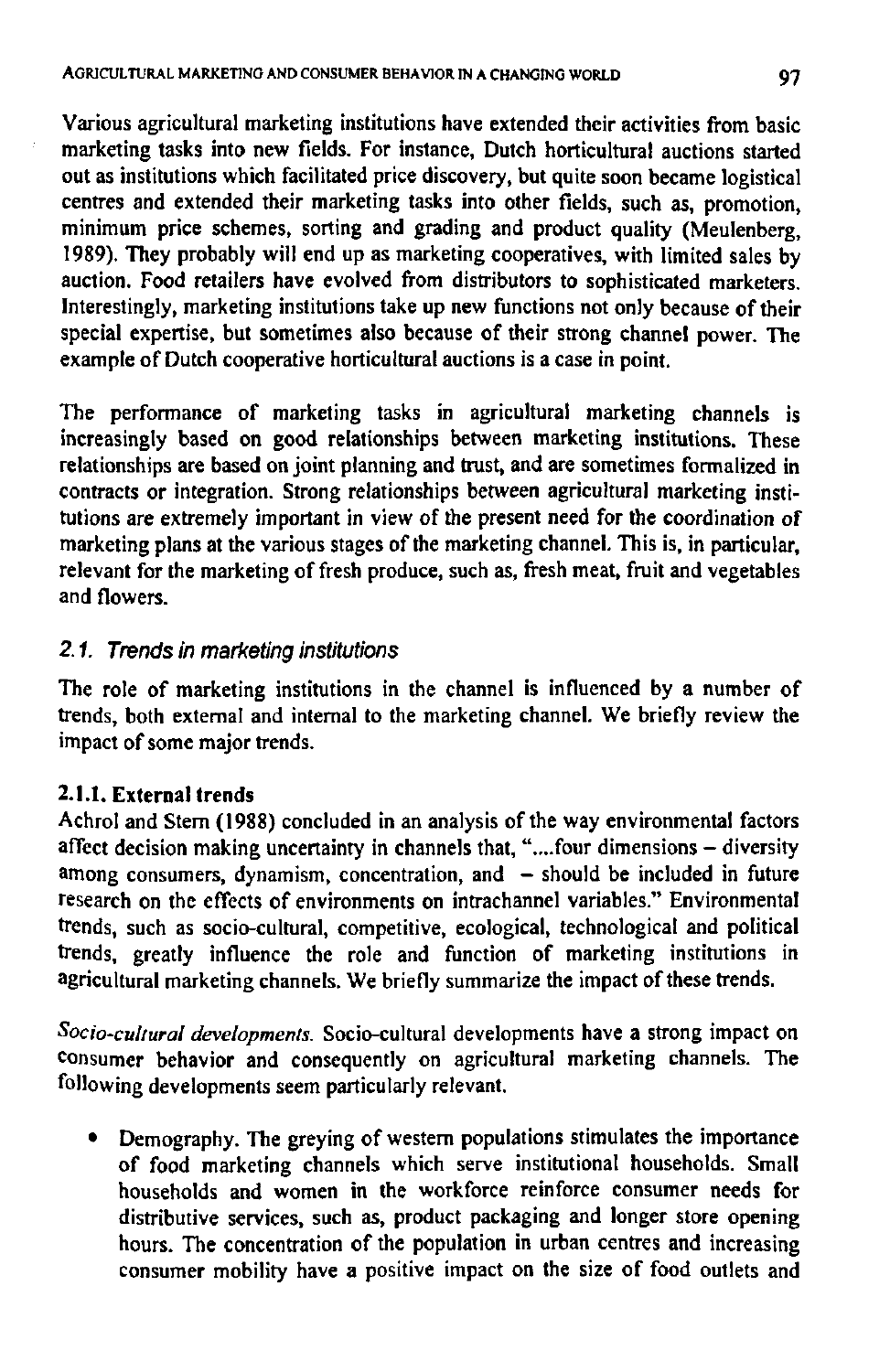Various agricultural marketing institutions have extended their activities from basic marketing tasks into new fields. For instance, Dutch horticultural auctions started out as institutions which facilitated price discovery, but quite soon became logistical centres and extended their marketing tasks into other fields, such as, promotion, minimum price schemes, sorting and grading and product quality (Meulenberg, 1989). They probably will end up as marketing cooperatives, with limited sales by auction. Food retailers have evolved from distributors to sophisticated marketers. Interestingly, marketing institutions take up new functions not only because of their special expertise, but sometimes also because of their strong channel power. The example of Dutch cooperative horticultural auctions is a case in point.

The performance of marketing tasks in agricultural marketing channels is increasingly based on good relationships between marketing institutions. These relationships are based on joint planning and trust, and are sometimes formalized in contracts or integration. Strong relationships between agricultural marketing institutions are extremely important in view of the present need for the coordination of marketing plans at the various stages of the marketing channel. This is, in particular, relevant for the marketing of fresh produce, such as, fresh meat, fruit and vegetables and flowers.

## *2.1. Trends in marketing institutions*

The role of marketing institutions in the channel is influenced by a number of trends, both external and internal to the marketing channel. We briefly review the impact of some major trends.

### 2.1.1. External trends

Achrol and Stern (1988) concluded in an analysis of the way environmental factors affect decision making uncertainty in channels that, "....four dimensions – diversity among consumers, dynamism, concentration, and – should be included in future research on the effects of environments on intrachannel variables." Environmental trends, such as socio-cultural, competitive, ecological, technological and political trends, greatly influence the role and function of marketing institutions in agricultural marketing channels. We briefly summarize the impact of these trends.

*Socio-cultural developments.* Socio-cultural developments have a strong impact on consumer behavior and consequently on agricultural marketing channels. The following developments seem particularly relevant.

- Demography. The greying of western populations stimulates the importance of food marketing channels which serve institutional households. Small households and women in the workforce reinforce consumer needs for distributive services, such as, product packaging and longer store opening hours. The concentration of the population in urban centres and increasing consumer mobility have a positive impact on the size of food outlets and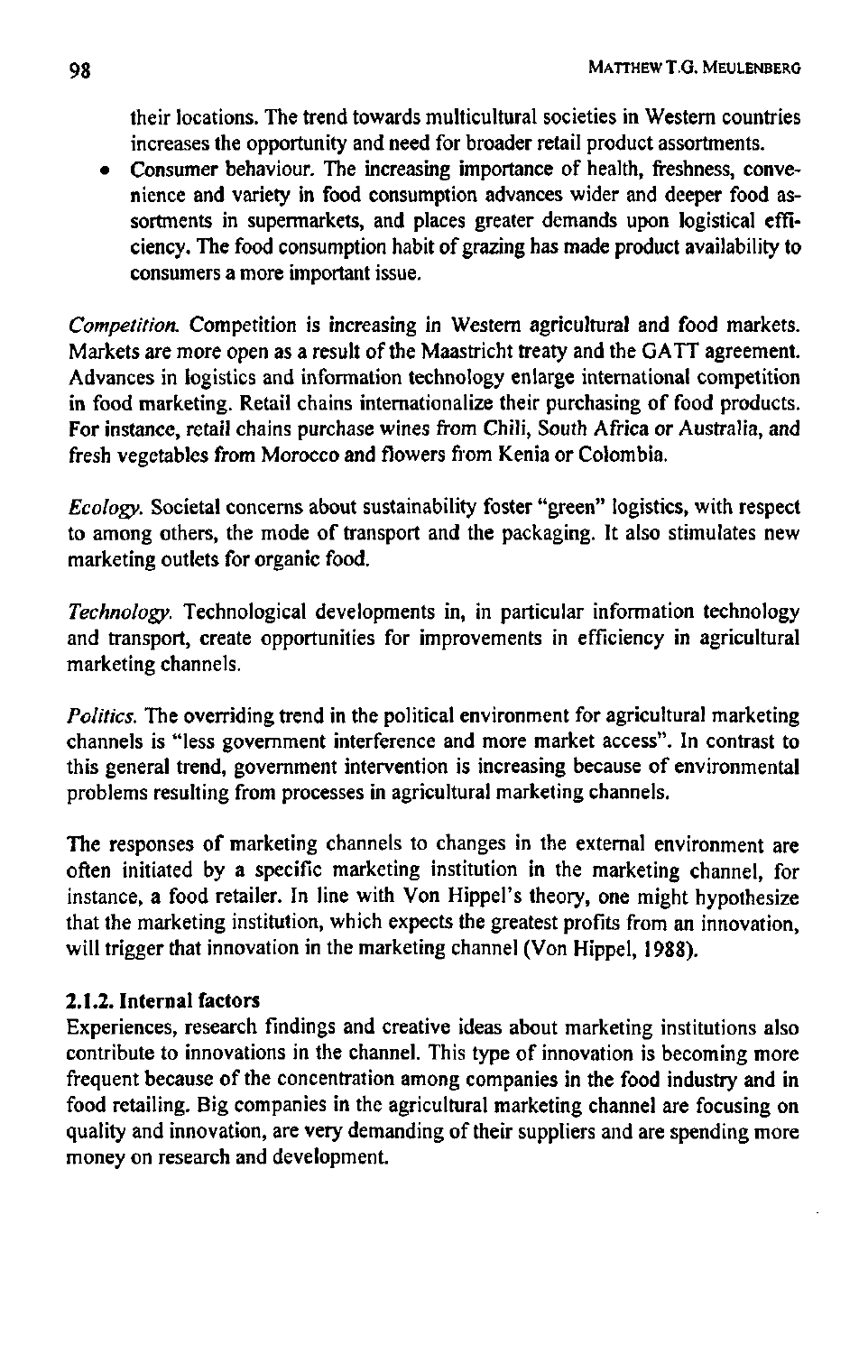their locations. The trend towards multicultural societies in Western countries increases the opportunity and need for broader retail product assortments.

- Consumer behaviour. The increasing importance of health, freshness, convenience and variety in food consumption advances wider and deeper food assortments in supermarkets, and places greater demands upon logistical efficiency. The food consumption habit of grazing has made product availability to consumers a more important issue.

*Competition.* Competition is increasing in Western agricultural and food markets. Markets are more open as a result of the Maastricht treaty and the GATT agreement. Advances in logistics and information technology enlarge international competition in food marketing. Retail chains internationalize their purchasing of food products. For instance, retail chains purchase wines from Chili, South Africa or Australia, and fresh vegetables from Morocco and flowers from Kenia or Colombia.

*Ecology.* Societal concerns about sustainability foster "green" logistics, with respect to among others, the mode of transport and the packaging. It also stimulates new marketing outlets for organic food.

*Technology.* Technological developments in, in particular information technology and transport, create opportunities for improvements in efficiency in agricultural marketing channels.

*Politics.* The overriding trend in the political environment for agricultural marketing channels is "less government interference and more market access". In contrast to this general trend, government intervention is increasing because of environmental problems resulting from processes in agricultural marketing channels.

The responses of marketing channels to changes in the external environment are often initiated by a specific marketing institution in the marketing channel, for instance, a food retailer. In line with Von Hippel's theory, one might hypothesize that the marketing institution, which expects the greatest profits from an innovation, will trigger that innovation in the marketing channel (Von Hippel, 1988).

### 2.1.2. Internal factors

Experiences, research findings and creative ideas about marketing institutions also contribute to innovations in the channel. This type of innovation is becoming more frequent because of the concentration among companies in the food industry and in food retailing. Big companies in the agricultural marketing channel are focusing on quality and innovation, are very demanding of their suppliers and are spending more money on research and development.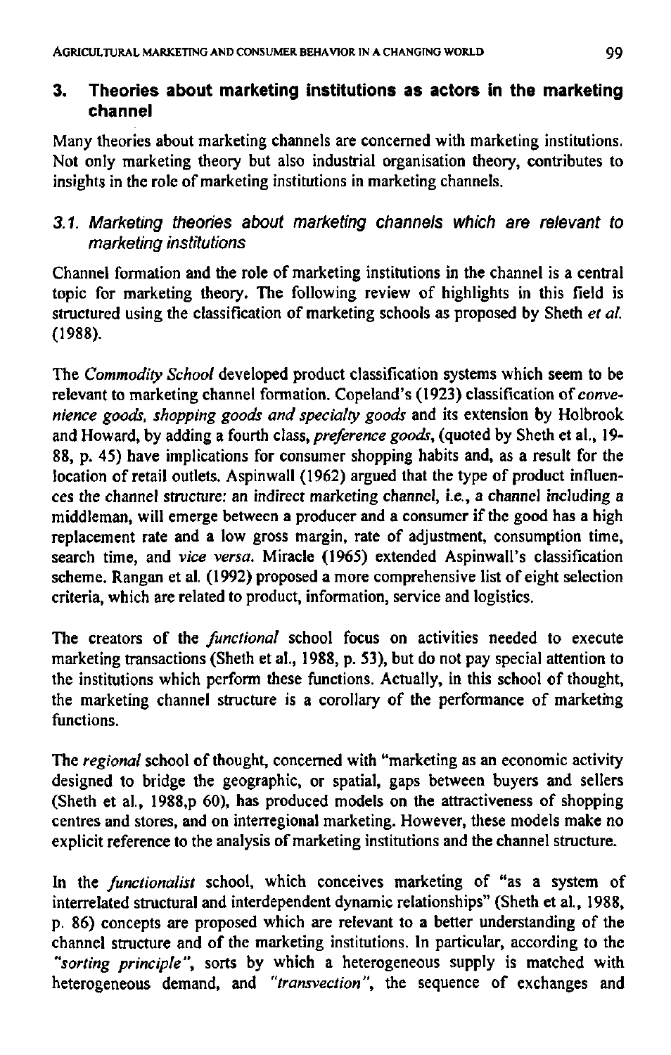## 3. Theories about marketing institutions as actors in the marketing channel

Many theories about marketing channels are concerned with marketing institutions. Not only marketing theory but also industrial organisation theory, contributes to insights in the role of marketing institutions in marketing channels.

### 3.1. Marketing theories about marketing channels which are relevant to marketing institutions

Channel formation and the role of marketing institutions in the channel is a central topic for marketing theory. The following review of highlights in this field is structured using the classification of marketing schools as proposed by Sheth *et al.* (1988).

The *Commodity School* developed product classification systems which seem to be relevant to marketing channel formation. Copeland's (1923) classification of *convenience goods, shopping goods and specialty goods* and its extension by Holbrook and Howard, by adding a fourth class, *preference goods*, (quoted by Sheth et al., 19-88, p. 45) have implications for consumer shopping habits and, as a result for the location of retail outlets. Aspinwall (1962) argued that the type of product influences the channel structure: an indirect marketing channel, i.e., a channel including a middleman, will emerge between a producer and a consumer if the good has a high replacement rate and a low gross margin, rate of adjustment, consumption time, search time, and *vice versa*. Miracle (1965) extended Aspinwall's classification scheme. Rangan et al. (1992) proposed a more comprehensive list of eight selection criteria, which are related to product, information, service and logistics.

The creators of the *functional* school focus on activities needed to execute marketing transactions (Sheth et al., 1988, p. 53), but do not pay special attention to the institutions which perform these functions. Actually, in this school of thought, the marketing channel structure is a corollary of the performance of marketing functions.

The *regional* school of thought, concerned with "marketing as an economic activity designed to bridge the geographic, or spatial, gaps between buyers and sellers (Sheth et al., 1988,p 60), has produced models on the attractiveness of shopping centres and stores, and on interregional marketing. However, these models make no explicit reference to the analysis of marketing institutions and the channel structure.

In the *functionalist* school, which conceives marketing of "as a system of interrelated structural and interdependent dynamic relationships" (Sheth et al., 1988, p. 86) concepts are proposed which are relevant to a better understanding of the channel structure and of the marketing institutions. In particular, according to the *"sorting principle"*, sorts by which a heterogeneous supply is matched with heterogeneous demand, and *"transvection"*, the sequence of exchanges and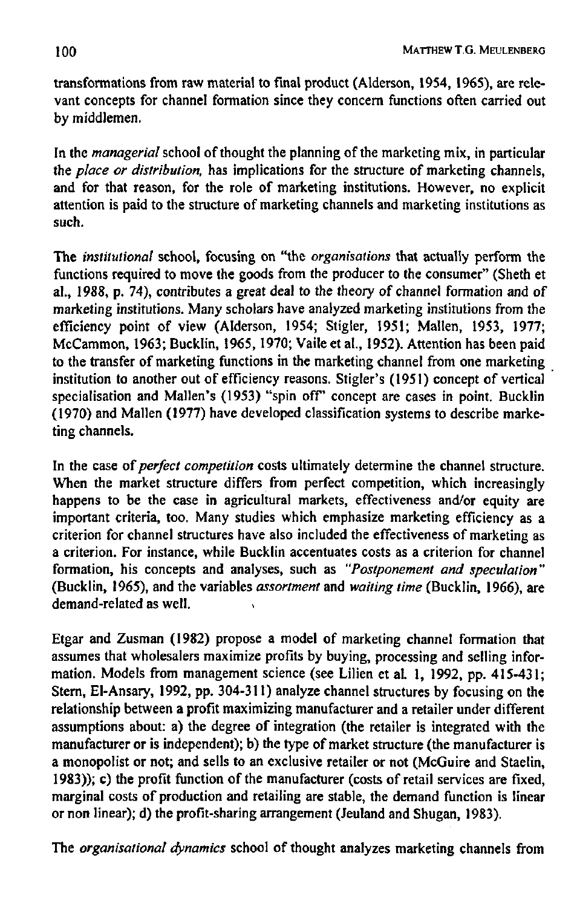transformations from raw material to final product (Alderson, 1954, 1965), are relevant concepts for channel formation since they concern functions often carried out by middlemen.

In the *managerial* school of thought the planning of the marketing mix, in particular the *place or distribution*, has implications for the structure of marketing channels, and for that reason, for the role of marketing institutions. However, no explicit attention is paid to the structure of marketing channels and marketing institutions as such.

The *institutional* school, focusing on "the *organisations* that actually perform the functions required to move the goods from the producer to the consumer" (Sheth et al., 1988, p. 74), contributes a great deal to the theory of channel formation and of marketing institutions. Many scholars have analyzed marketing institutions from the efficiency point of view (Alderson, 1954; Stigler, 1951; Mallen, 1953, 1977; McCammon, 1963; Bucklin, 1965, 1970; Vaile et al., 1952). Attention has been paid to the transfer of marketing functions in the marketing channel from one marketing institution to another out of efficiency reasons. Stigler's (1951) concept of vertical specialisation and Mallen's (1953) "spin off" concept are cases in point. Bucklin (1970) and Mallen (1977) have developed classification systems to describe marketing channels.

In the case of *perfect competition* costs ultimately determine the channel structure. When the market structure differs from perfect competition, which increasingly happens to be the case in agricultural markets, effectiveness and/or equity are important criteria, too. Many studies which emphasize marketing efficiency as a criterion for channel structures have also included the effectiveness of marketing as a criterion. For instance, while Bucklin accentuates costs as a criterion for channel formation, his concepts and analyses, such as *"Postponement and speculation"* (Bucklin, 1965), and the variables *assortment* and *waiting time* (Bucklin, 1966), are demand-related as well.

Etgar and Zusman (1982) propose a model of marketing channel formation that assumes that wholesalers maximize profits by buying, processing and selling information. Models from management science (see Lilien et al. 1, 1992, pp. 415-431; Stern, El-Ansary, 1992, pp. 304-311) analyze channel structures by focusing on the relationship between a profit maximizing manufacturer and a retailer under different assumptions about: a) the degree of integration (the retailer is integrated with the manufacturer or is independent); b) the type of market structure (the manufacturer is a monopolist or not; and sells to an exclusive retailer or not (McGuire and Staelin, 1983)); c) the profit function of the manufacturer (costs of retail services are fixed, marginal costs of production and retailing are stable, the demand function is linear or non linear); d) the profit-sharing arrangement (Jeuland and Shugan, 1983).

The *organisational dynamics* school of thought analyzes marketing channels from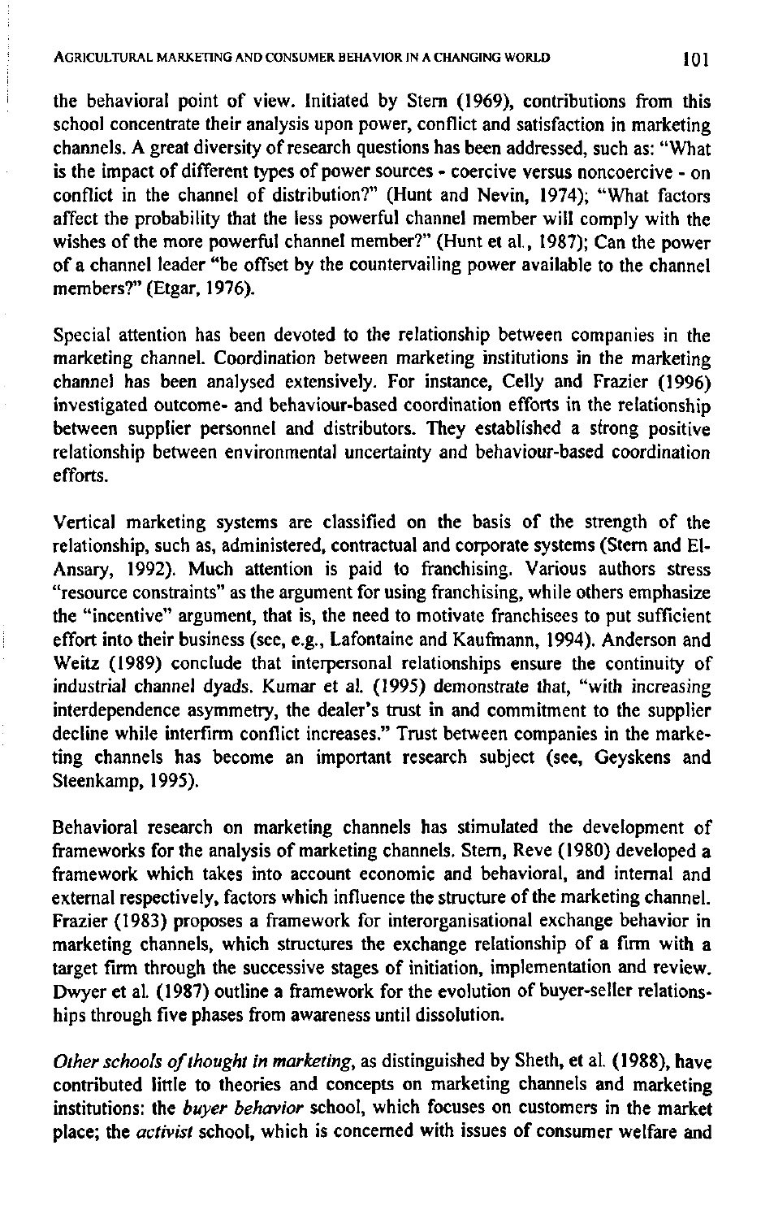the behavioral point of view. Initiated by Stern (1969), contributions from this school concentrate their analysis upon power, conflict and satisfaction in marketing channels. A great diversity of research questions has been addressed, such as: "What is the impact of different types of power sources - coercive versus noncoercive - on conflict in the channel of distribution?" (Hunt and Nevin, 1974); "What factors affect the probability that the less powerful channel member will comply with the wishes of the more powerful channel member?" (Hunt et al., 1987); Can the power of a channel leader "be offset by the countervailing power available to the channel members?" (Etgar, 1976).

Special attention has been devoted to the relationship between companies in the marketing channel. Coordination between marketing institutions in the marketing channel has been analysed extensively. For instance, Celly and Frazier (1996) investigated outcome- and behaviour-based coordination efforts in the relationship between supplier personnel and distributors. They established a strong positive relationship between environmental uncertainty and behaviour-based coordination efforts.

Vertical marketing systems are classified on the basis of the strength of the relationship, such as, administered, contractual and corporate systems (Stern and El-Ansary, 1992). Much attention is paid to franchising. Various authors stress "resource constraints" as the argument for using franchising, while others emphasize the "incentive" argument, that is, the need to motivate franchisees to put sufficient effort into their business (see, e.g., Lafontaine and Kaufmann, 1994). Anderson and Weitz (1989) conclude that interpersonal relationships ensure the continuity of industrial channel dyads. Kumar et al. (1995) demonstrate that, "with increasing interdependence asymmetry, the dealer's trust in and commitment to the supplier decline while interfirm conflict increases." Trust between companies in the marketing channels has become an important research subject (see, Geyskens and Steenkamp, 1995).

Behavioral research on marketing channels has stimulated the development of frameworks for the analysis of marketing channels. Stern, Reve (1980) developed a framework which takes into account economic and behavioral, and internal and external respectively, factors which influence the structure of the marketing channel. Frazier (1983) proposes a framework for interorganisational exchange behavior in marketing channels, which structures the exchange relationship of a firm with a target firm through the successive stages of initiation, implementation and review. Dwyer et al. (1987) outline a framework for the evolution of buyer-seller relationships through five phases from awareness until dissolution.

*Other schools of thought in marketing*, as distinguished by Sheth, et al. (1988), have contributed little to theories and concepts on marketing channels and marketing institutions: the *buyer behavior* school, which focuses on customers in the market place; the *activist* school, which is concerned with issues of consumer welfare and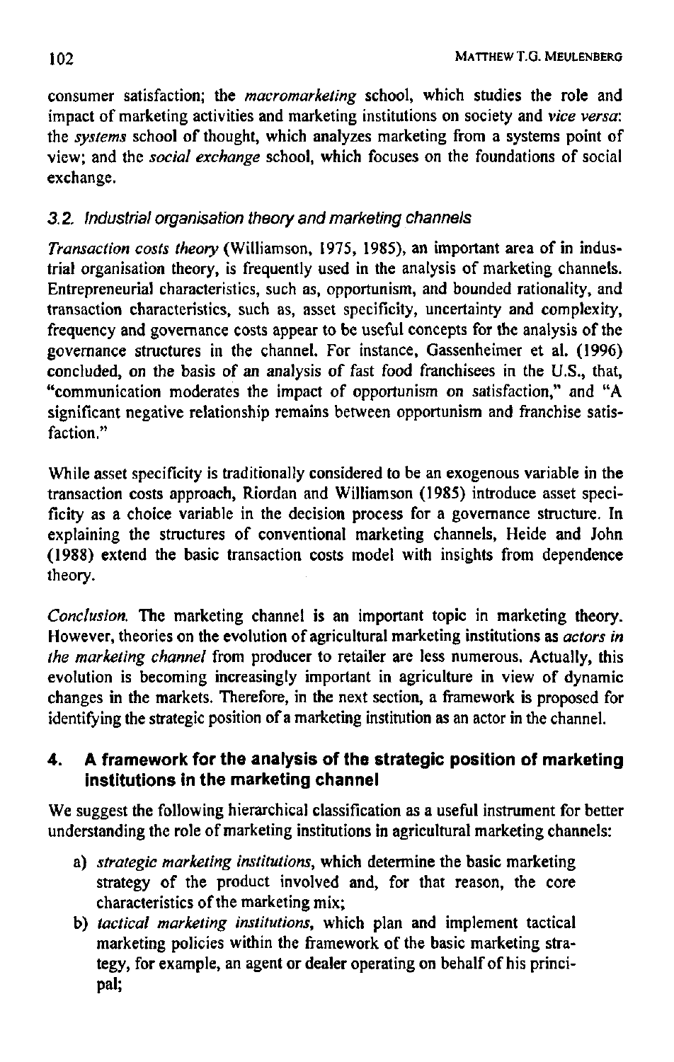consumer satisfaction; the *macromarketing* school, which studies the role and impact of marketing activities and marketing institutions on society and *vice versa*: the *systems* school of thought, which analyzes marketing from a systems point of view; and the *social exchange* school, which focuses on the foundations of social exchange.

### *3.2. Industrial organisation theory and marketing channels*

*Transaction costs theory* (Williamson, 1975, 1985), an important area of in industrial organisation theory, is frequently used in the analysis of marketing channels. Entrepreneurial characteristics, such as, opportunism, and bounded rationality, and transaction characteristics, such as, asset specificity, uncertainty and complexity, frequency and governance costs appear to be useful concepts for the analysis of the governance structures in the channel. For instance, Gassenheimer et al. (1996) concluded, on the basis of an analysis of fast food franchisees in the U.S., that, "communication moderates the impact of opportunism on satisfaction," and "A significant negative relationship remains between opportunism and franchise satisfaction."

While asset specificity is traditionally considered to be an exogenous variable in the transaction costs approach, Riordan and Williamson (1985) introduce asset specificity as a choice variable in the decision process for a governance structure. In explaining the structures of conventional marketing channels, Heide and John (1988) extend the basic transaction costs model with insights from dependence theory.

*Conclusion.* The marketing channel is an important topic in marketing theory. However, theories on the evolution of agricultural marketing institutions as *actors in the marketing channel* from producer to retailer are less numerous. Actually, this evolution is becoming increasingly important in agriculture in view of dynamic changes in the markets. Therefore, in the next section, a framework is proposed for identifying the strategic position of a marketing institution as an actor in the channel.

## 4. A framework for the analysis of the strategic position of marketing institutions in the marketing channel

We suggest the following hierarchical classification as a useful instrument for better understanding the role of marketing institutions in agricultural marketing channels:

a) *strategic marketing institutions*, which determine the basic marketing strategy of the product involved and, for that reason, the core characteristics of the marketing mix;
b) *tactical marketing institutions*, which plan and implement tactical marketing policies within the framework of the basic marketing strategy, for example, an agent or dealer operating on behalf of his principal;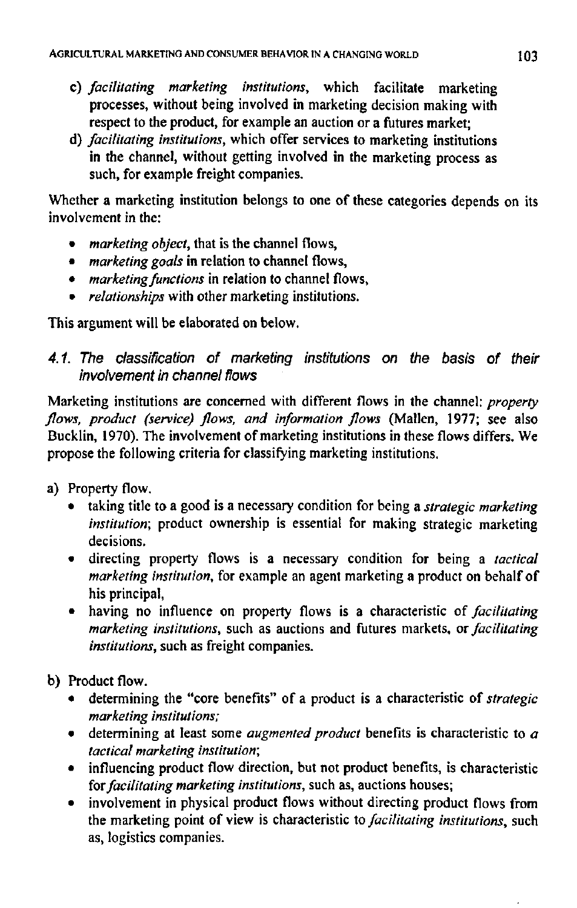c) *facilitating marketing institutions*, which facilitate marketing processes, without being involved in marketing decision making with respect to the product, for example an auction or a futures market;
d) *facilitating institutions*, which offer services to marketing institutions in the channel, without getting involved in the marketing process as such, for example freight companies.

Whether a marketing institution belongs to one of these categories depends on its involvement in the:

- *marketing object*, that is the channel flows,
- *marketing goals* in relation to channel flows,
- *marketing functions* in relation to channel flows,
- *relationships* with other marketing institutions.

This argument will be elaborated on below.

### 4.1. The classification of marketing institutions on the basis of their involvement in channel flows

Marketing institutions are concerned with different flows in the channel: *property flows, product (service) flows, and information flows* (Mallen, 1977; see also Bucklin, 1970). The involvement of marketing institutions in these flows differs. We propose the following criteria for classifying marketing institutions.

a) Property flow.
   - taking title to a good is a necessary condition for being a *strategic marketing institution*; product ownership is essential for making strategic marketing decisions.
   - directing property flows is a necessary condition for being a *tactical marketing institution*, for example an agent marketing a product on behalf of his principal,
   - having no influence on property flows is a characteristic of *facilitating marketing institutions*, such as auctions and futures markets, or *facilitating institutions*, such as freight companies.

b) Product flow.
   - determining the "core benefits" of a product is a characteristic of *strategic marketing institutions;*
   - determining at least some *augmented product* benefits is characteristic to *a tactical marketing institution*;
   - influencing product flow direction, but not product benefits, is characteristic for *facilitating marketing institutions*, such as, auctions houses;
   - involvement in physical product flows without directing product flows from the marketing point of view is characteristic to *facilitating institutions*, such as, logistics companies.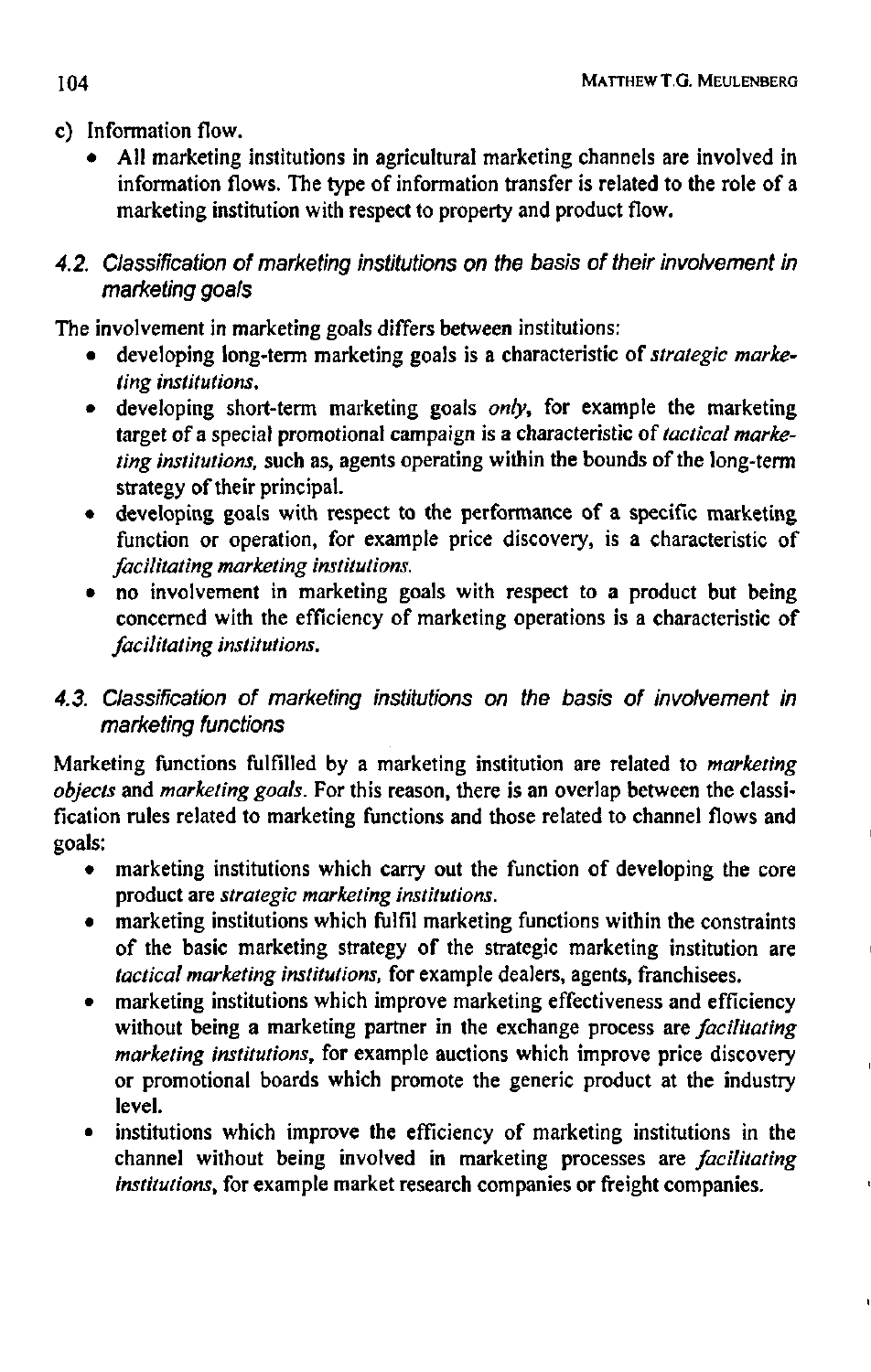c) Information flow.
   - All marketing institutions in agricultural marketing channels are involved in information flows. The type of information transfer is related to the role of a marketing institution with respect to property and product flow.

### 4.2. Classification of marketing institutions on the basis of their involvement in marketing goals

The involvement in marketing goals differs between institutions:

- developing long-term marketing goals is a characteristic of *strategic marketing institutions*.
- developing short-term marketing goals *only*, for example the marketing target of a special promotional campaign is a characteristic of *tactical marketing institutions*, such as, agents operating within the bounds of the long-term strategy of their principal.
- developing goals with respect to the performance of a specific marketing function or operation, for example price discovery, is a characteristic of *facilitating marketing institutions*.
- no involvement in marketing goals with respect to a product but being concerned with the efficiency of marketing operations is a characteristic of *facilitating institutions*.

### 4.3. Classification of marketing institutions on the basis of involvement in marketing functions

Marketing functions fulfilled by a marketing institution are related to *marketing objects* and *marketing goals*. For this reason, there is an overlap between the classification rules related to marketing functions and those related to channel flows and goals:

- marketing institutions which carry out the function of developing the core product are *strategic marketing institutions*.
- marketing institutions which fulfil marketing functions within the constraints of the basic marketing strategy of the strategic marketing institution are *tactical marketing institutions*, for example dealers, agents, franchisees.
- marketing institutions which improve marketing effectiveness and efficiency without being a marketing partner in the exchange process are *facilitating marketing institutions*, for example auctions which improve price discovery or promotional boards which promote the generic product at the industry level.
- institutions which improve the efficiency of marketing institutions in the channel without being involved in marketing processes are *facilitating institutions*, for example market research companies or freight companies.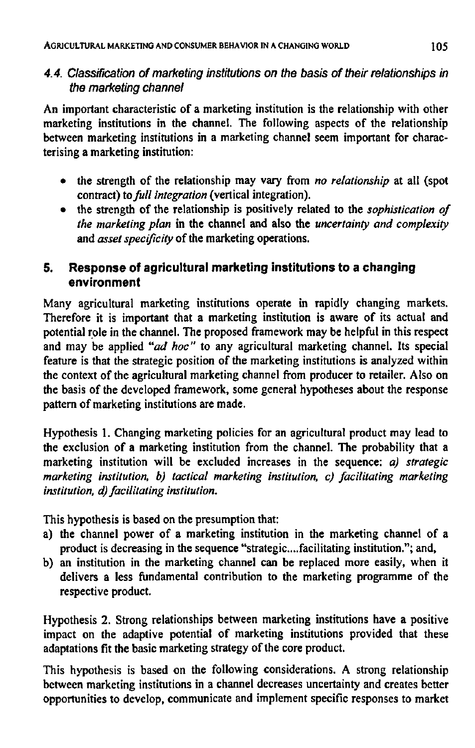### 4.4. Classification of marketing institutions on the basis of their relationships in the marketing channel

An important characteristic of a marketing institution is the relationship with other marketing institutions in the channel. The following aspects of the relationship between marketing institutions in a marketing channel seem important for characterising a marketing institution:

- the strength of the relationship may vary from *no relationship* at all (spot contract) to *full integration* (vertical integration).
- the strength of the relationship is positively related to the *sophistication of the marketing plan* in the channel and also the *uncertainty and complexity* and *asset specificity* of the marketing operations.

## 5. Response of agricultural marketing institutions to a changing environment

Many agricultural marketing institutions operate in rapidly changing markets. Therefore it is important that a marketing institution is aware of its actual and potential role in the channel. The proposed framework may be helpful in this respect and may be applied *"ad hoc"* to any agricultural marketing channel. Its special feature is that the strategic position of the marketing institutions is analyzed within the context of the agricultural marketing channel from producer to retailer. Also on the basis of the developed framework, some general hypotheses about the response pattern of marketing institutions are made.

Hypothesis 1. Changing marketing policies for an agricultural product may lead to the exclusion of a marketing institution from the channel. The probability that a marketing institution will be excluded increases in the sequence: *a) strategic marketing institution, b) tactical marketing institution, c) facilitating marketing institution, d) facilitating institution.*

This hypothesis is based on the presumption that:

a) the channel power of a marketing institution in the marketing channel of a product is decreasing in the sequence "strategic....facilitating institution."; and,
b) an institution in the marketing channel can be replaced more easily, when it delivers a less fundamental contribution to the marketing programme of the respective product.

Hypothesis 2. Strong relationships between marketing institutions have a positive impact on the adaptive potential of marketing institutions provided that these adaptations fit the basic marketing strategy of the core product.

This hypothesis is based on the following considerations. A strong relationship between marketing institutions in a channel decreases uncertainty and creates better opportunities to develop, communicate and implement specific responses to market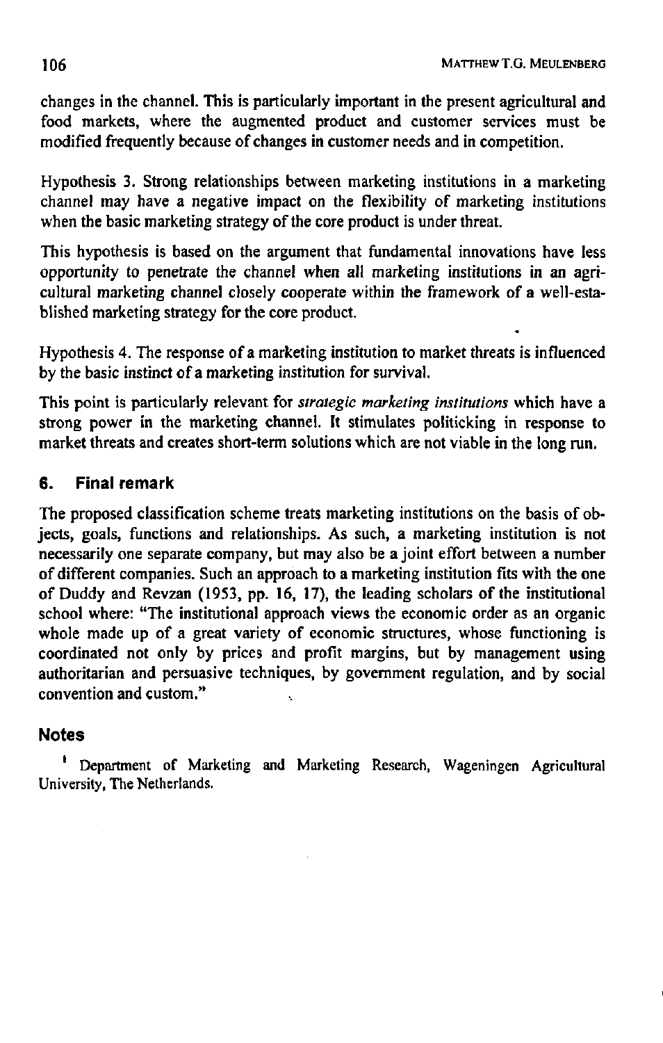changes in the channel. This is particularly important in the present agricultural and food markets, where the augmented product and customer services must be modified frequently because of changes in customer needs and in competition.

Hypothesis 3. Strong relationships between marketing institutions in a marketing channel may have a negative impact on the flexibility of marketing institutions when the basic marketing strategy of the core product is under threat.

This hypothesis is based on the argument that fundamental innovations have less opportunity to penetrate the channel when all marketing institutions in an agricultural marketing channel closely cooperate within the framework of a well-established marketing strategy for the core product.

Hypothesis 4. The response of a marketing institution to market threats is influenced by the basic instinct of a marketing institution for survival.

This point is particularly relevant for *strategic marketing institutions* which have a strong power in the marketing channel. It stimulates politicking in response to market threats and creates short-term solutions which are not viable in the long run.

## 6. Final remark

The proposed classification scheme treats marketing institutions on the basis of objects, goals, functions and relationships. As such, a marketing institution is not necessarily one separate company, but may also be a joint effort between a number of different companies. Such an approach to a marketing institution fits with the one of Duddy and Revzan (1953, pp. 16, 17), the leading scholars of the institutional school where: "The institutional approach views the economic order as an organic whole made up of a great variety of economic structures, whose functioning is coordinated not only by prices and profit margins, but by management using authoritarian and persuasive techniques, by government regulation, and by social convention and custom."

## Notes

[1] Department of Marketing and Marketing Research, Wageningen Agricultural University, The Netherlands.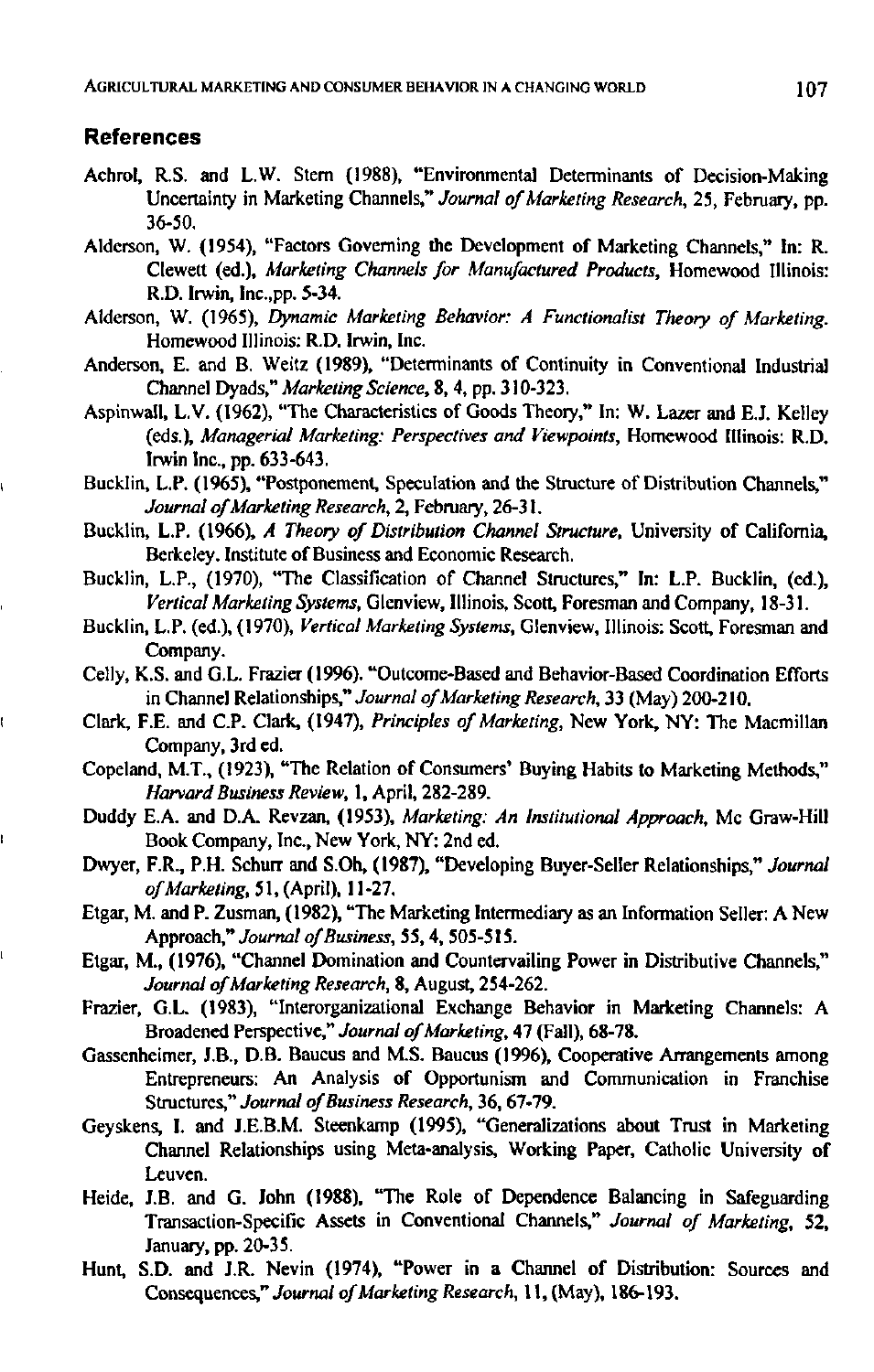## References

Achrol, R.S. and L.W. Stern (1988), "Environmental Determinants of Decision-Making Uncertainty in Marketing Channels," *Journal of Marketing Research*, 25, February, pp. 36-50.

Alderson, W. (1954), "Factors Governing the Development of Marketing Channels," In: R. Clewett (ed.), *Marketing Channels for Manufactured Products*, Homewood Illinois: R.D. Irwin, Inc.,pp. 5-34.

Alderson, W. (1965), *Dynamic Marketing Behavior: A Functionalist Theory of Marketing*. Homewood Illinois: R.D. Irwin, Inc.

Anderson, E. and B. Weitz (1989), "Determinants of Continuity in Conventional Industrial Channel Dyads," *Marketing Science*, 8, 4, pp. 310-323.

Aspinwall, L.V. (1962), "The Characteristics of Goods Theory," In: W. Lazer and E.J. Kelley (eds.), *Managerial Marketing: Perspectives and Viewpoints*, Homewood Illinois: R.D. Irwin Inc., pp. 633-643.

Bucklin, L.P. (1965), "Postponement, Speculation and the Structure of Distribution Channels," *Journal of Marketing Research*, 2, February, 26-31.

Bucklin, L.P. (1966), *A Theory of Distribution Channel Structure*, University of California, Berkeley. Institute of Business and Economic Research.

Bucklin, L.P., (1970), "The Classification of Channel Structures," In: L.P. Bucklin, (ed.), *Vertical Marketing Systems*, Glenview, Illinois, Scott, Foresman and Company, 18-31.

Bucklin, L.P. (ed.), (1970), *Vertical Marketing Systems*, Glenview, Illinois: Scott, Foresman and Company.

Celly, K.S. and G.L. Frazier (1996). "Outcome-Based and Behavior-Based Coordination Efforts in Channel Relationships," *Journal of Marketing Research*, 33 (May) 200-210.

Clark, F.E. and C.P. Clark, (1947), *Principles of Marketing*, New York, NY: The Macmillan Company, 3rd ed.

Copeland, M.T., (1923), "The Relation of Consumers' Buying Habits to Marketing Methods," *Harvard Business Review*, 1, April, 282-289.

Duddy E.A. and D.A. Revzan, (1953), *Marketing: An Institutional Approach*, Mc Graw-Hill Book Company, Inc., New York, NY: 2nd ed.

Dwyer, F.R., P.H. Schurr and S.Oh, (1987), "Developing Buyer-Seller Relationships," *Journal of Marketing*, 51, (April), 11-27.

Etgar, M. and P. Zusman, (1982), "The Marketing Intermediary as an Information Seller: A New Approach," *Journal of Business*, 55, 4, 505-515.

Etgar, M., (1976), "Channel Domination and Countervailing Power in Distributive Channels," *Journal of Marketing Research*, 8, August, 254-262.

Frazier, G.L. (1983), "Interorganizational Exchange Behavior in Marketing Channels: A Broadened Perspective," *Journal of Marketing*, 47 (Fall), 68-78.

Gassenheimer, J.B., D.B. Baucus and M.S. Baucus (1996), Cooperative Arrangements among Entrepreneurs: An Analysis of Opportunism and Communication in Franchise Structures," *Journal of Business Research*, 36, 67-79.

Geyskens, I. and J.E.B.M. Steenkamp (1995), "Generalizations about Trust in Marketing Channel Relationships using Meta-analysis, Working Paper, Catholic University of Leuven.

Heide, J.B. and G. John (1988), "The Role of Dependence Balancing in Safeguarding Transaction-Specific Assets in Conventional Channels," *Journal of Marketing*, 52, January, pp. 20-35.

Hunt, S.D. and J.R. Nevin (1974), "Power in a Channel of Distribution: Sources and Consequences," *Journal of Marketing Research*, 11, (May), 186-193.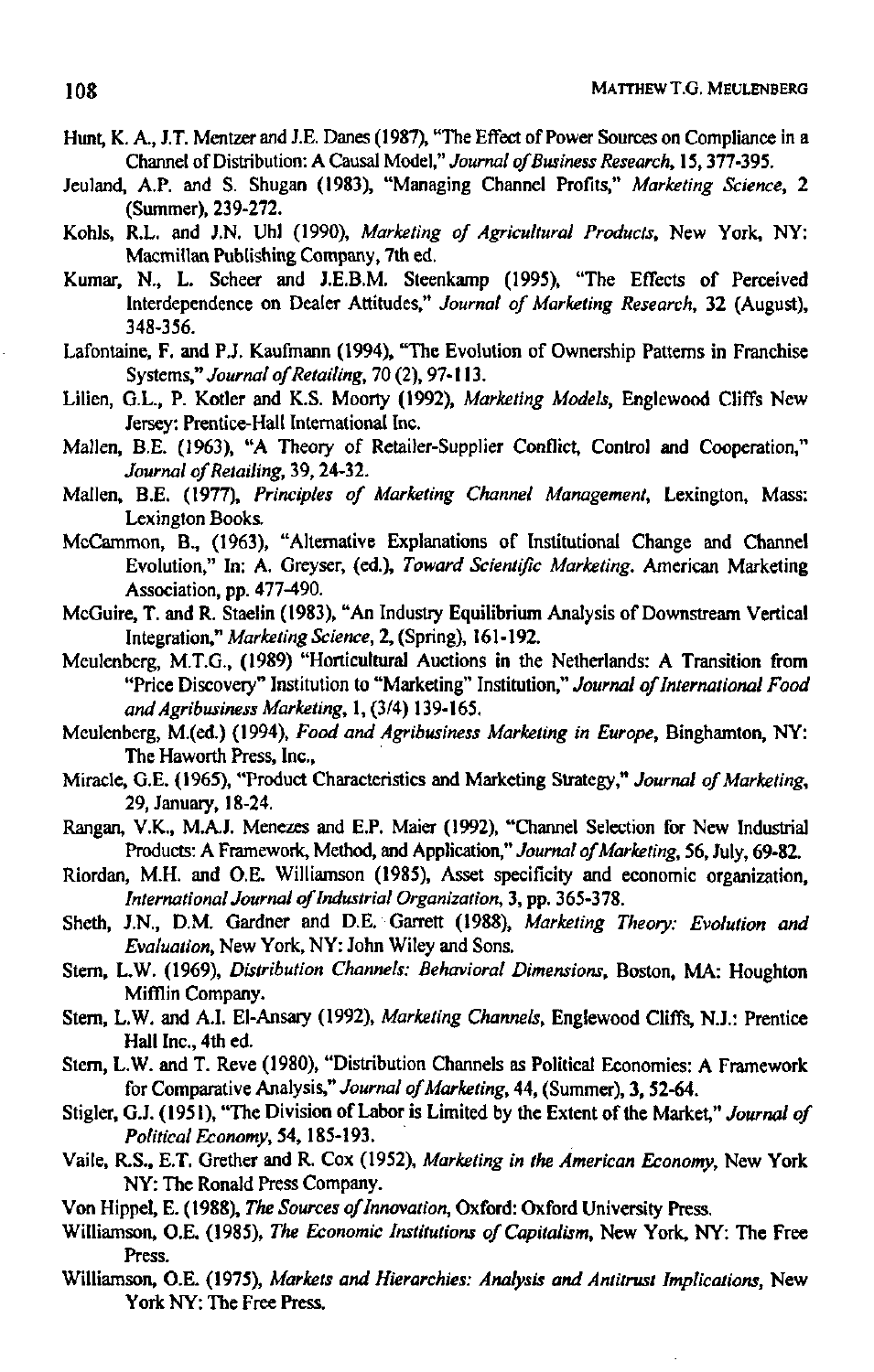Hunt, K. A., J.T. Mentzer and J.E. Danes (1987), "The Effect of Power Sources on Compliance in a Channel of Distribution: A Causal Model," *Journal of Business Research*, 15, 377-395.

Jeuland, A.P. and S. Shugan (1983), "Managing Channel Profits," *Marketing Science*, 2 (Summer), 239-272.

Kohls, R.L. and J.N. Uhl (1990), *Marketing of Agricultural Products*, New York, NY: Macmillan Publishing Company, 7th ed.

Kumar, N., L. Scheer and J.E.B.M. Steenkamp (1995), "The Effects of Perceived Interdependence on Dealer Attitudes," *Journal of Marketing Research*, 32 (August), 348-356.

Lafontaine, F. and P.J. Kaufmann (1994), "The Evolution of Ownership Patterns in Franchise Systems," *Journal of Retailing*, 70 (2), 97-113.

Lilien, G.L., P. Kotler and K.S. Moorty (1992), *Marketing Models*, Englewood Cliffs New Jersey: Prentice-Hall International Inc.

Mallen, B.E. (1963), "A Theory of Retailer-Supplier Conflict, Control and Cooperation," *Journal of Retailing*, 39, 24-32.

Mallen, B.E. (1977), *Principles of Marketing Channel Management*, Lexington, Mass: Lexington Books.

McCammon, B., (1963), "Alternative Explanations of Institutional Change and Channel Evolution," In: A. Greyser, (ed.), *Toward Scientific Marketing*. American Marketing Association, pp. 477-490.

McGuire, T. and R. Staelin (1983), "An Industry Equilibrium Analysis of Downstream Vertical Integration," *Marketing Science*, 2, (Spring), 161-192.

Meulenberg, M.T.G., (1989) "Horticultural Auctions in the Netherlands: A Transition from "Price Discovery" Institution to "Marketing" Institution," *Journal of International Food and Agribusiness Marketing*, 1, (3/4) 139-165.

Meulenberg, M.(ed.) (1994), *Food and Agribusiness Marketing in Europe*, Binghamton, NY: The Haworth Press, Inc.,

Miracle, G.E. (1965), "Product Characteristics and Marketing Strategy," *Journal of Marketing*, 29, January, 18-24.

Rangan, V.K., M.A.J. Menezes and E.P. Maier (1992), "Channel Selection for New Industrial Products: A Framework, Method, and Application," *Journal of Marketing*, 56, July, 69-82.

Riordan, M.H. and O.E. Williamson (1985), Asset specificity and economic organization, *International Journal of Industrial Organization*, 3, pp. 365-378.

Sheth, J.N., D.M. Gardner and D.E. Garrett (1988), *Marketing Theory: Evolution and Evaluation*, New York, NY: John Wiley and Sons.

Stern, L.W. (1969), *Distribution Channels: Behavioral Dimensions*, Boston, MA: Houghton Mifflin Company.

Stern, L.W. and A.I. El-Ansary (1992), *Marketing Channels*, Englewood Cliffs, N.J.: Prentice Hall Inc., 4th ed.

Stern, L.W. and T. Reve (1980), "Distribution Channels as Political Economies: A Framework for Comparative Analysis," *Journal of Marketing*, 44, (Summer), 3, 52-64.

Stigler, G.J. (1951), "The Division of Labor is Limited by the Extent of the Market," *Journal of Political Economy*, 54, 185-193.

Vaile, R.S., E.T. Grether and R. Cox (1952), *Marketing in the American Economy*, New York NY: The Ronald Press Company.

Von Hippel, E. (1988), *The Sources of Innovation*, Oxford: Oxford University Press.

Williamson, O.E. (1985), *The Economic Institutions of Capitalism*, New York, NY: The Free Press.

Williamson, O.E. (1975), *Markets and Hierarchies: Analysis and Antitrust Implications*, New York NY: The Free Press.